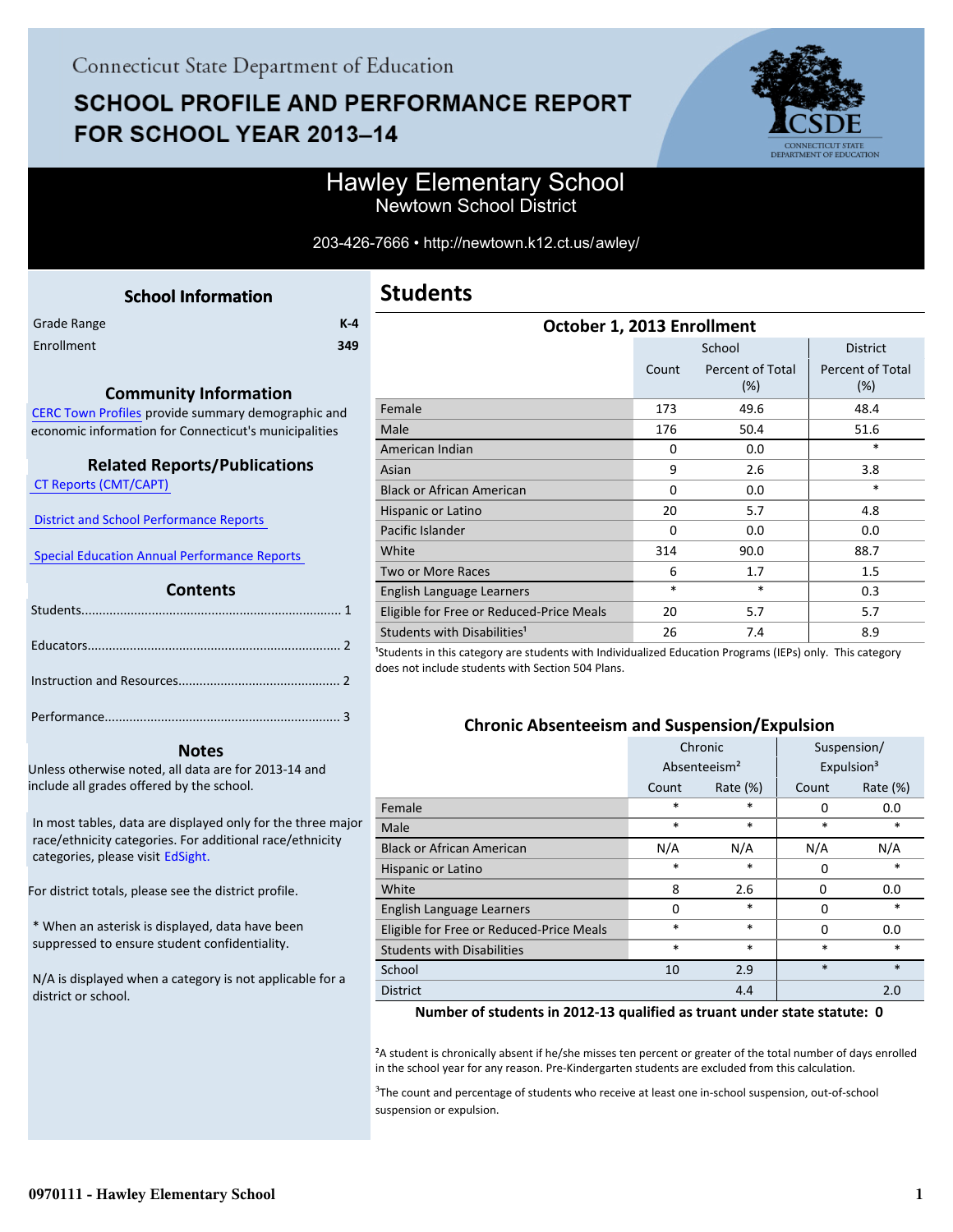Connecticut State Department of Education

# SCHOOL PROFILE AND PERFORMANCE REPORT FOR SCHOOL YEAR 2013–14

## Hawley Elementary School
Newtown School District

203-426-7666 • http://newtown.k12.ct.us/awley/

### School Information

| | |
|---|---|
| Grade Range | K-4 |
| Enrollment | 349 |

### Community Information

CERC Town Profiles provide summary demographic and economic information for Connecticut's municipalities

### Related Reports/Publications

CT Reports (CMT/CAPT)

District and School Performance Reports

Special Education Annual Performance Reports

### Contents

Students........................................................................ 1

Educators...................................................................... 2

Instruction and Resources............................................. 2

Performance.................................................................. 3

### Notes

Unless otherwise noted, all data are for 2013-14 and include all grades offered by the school.

In most tables, data are displayed only for the three major race/ethnicity categories. For additional race/ethnicity categories, please visit EdSight.

For district totals, please see the district profile.

* When an asterisk is displayed, data have been suppressed to ensure student confidentiality.

N/A is displayed when a category is not applicable for a district or school.

## Students

### October 1, 2013 Enrollment

| | School | | District |
|---|---|---|---|
| | Count | Percent of Total (%) | Percent of Total (%) |
| Female | 173 | 49.6 | 48.4 |
| Male | 176 | 50.4 | 51.6 |
| American Indian | 0 | 0.0 | * |
| Asian | 9 | 2.6 | 3.8 |
| Black or African American | 0 | 0.0 | * |
| Hispanic or Latino | 20 | 5.7 | 4.8 |
| Pacific Islander | 0 | 0.0 | 0.0 |
| White | 314 | 90.0 | 88.7 |
| Two or More Races | 6 | 1.7 | 1.5 |
| English Language Learners | * | * | 0.3 |
| Eligible for Free or Reduced-Price Meals | 20 | 5.7 | 5.7 |
| Students with Disabilities[1] | 26 | 7.4 | 8.9 |

[1]Students in this category are students with Individualized Education Programs (IEPs) only. This category does not include students with Section 504 Plans.

### Chronic Absenteeism and Suspension/Expulsion

| | Chronic Absenteeism[2] | | Suspension/ Expulsion[3] | |
|---|---|---|---|---|
| | Count | Rate (%) | Count | Rate (%) |
| Female | * | * | 0 | 0.0 |
| Male | * | * | * | * |
| Black or African American | N/A | N/A | N/A | N/A |
| Hispanic or Latino | * | * | 0 | * |
| White | 8 | 2.6 | 0 | 0.0 |
| English Language Learners | 0 | * | 0 | * |
| Eligible for Free or Reduced-Price Meals | * | * | 0 | 0.0 |
| Students with Disabilities | * | * | * | * |
| School | 10 | 2.9 | * | * |
| District | | 4.4 | | 2.0 |

**Number of students in 2012-13 qualified as truant under state statute: 0**

[2]A student is chronically absent if he/she misses ten percent or greater of the total number of days enrolled in the school year for any reason. Pre-Kindergarten students are excluded from this calculation.

[3]The count and percentage of students who receive at least one in-school suspension, out-of-school suspension or expulsion.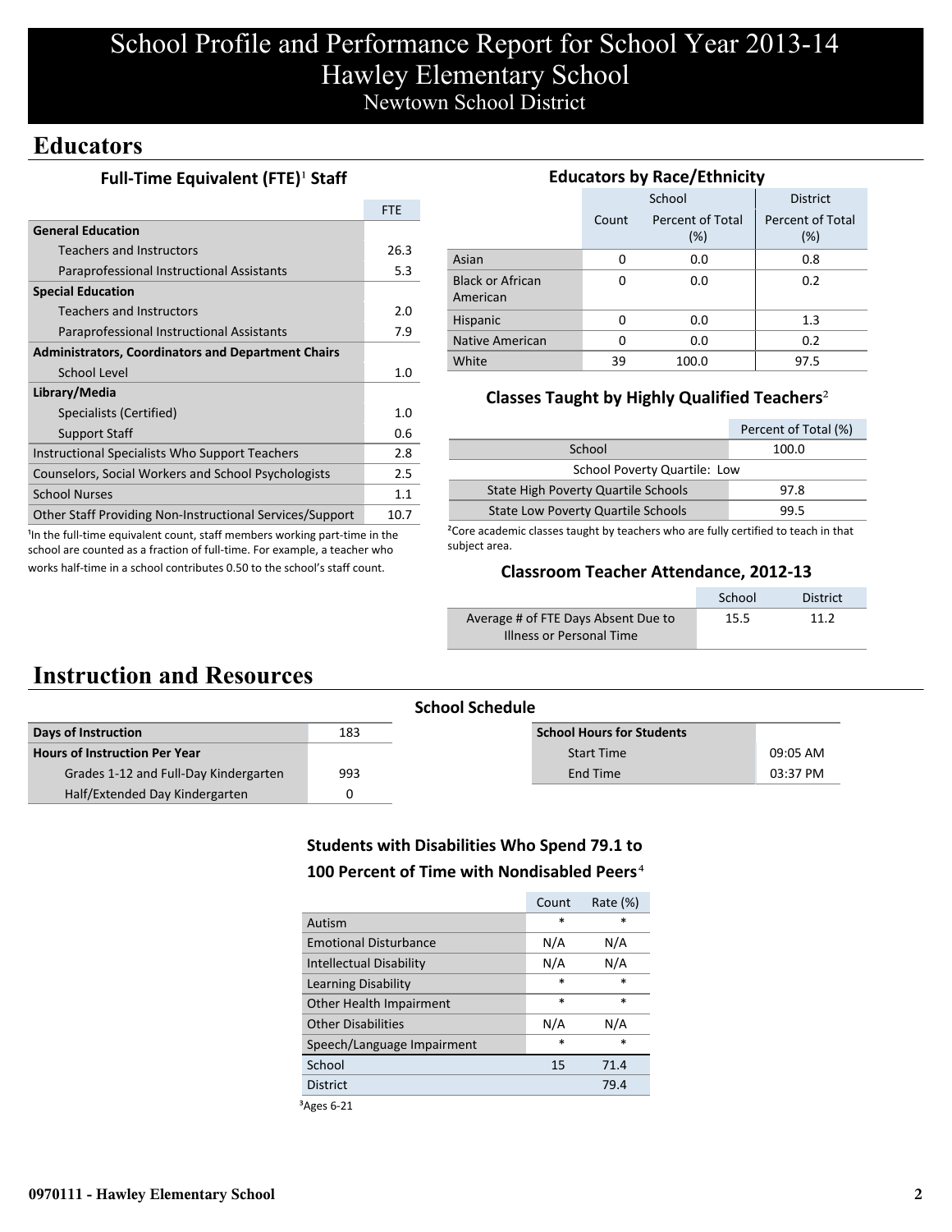# School Profile and Performance Report for School Year 2013-14
# Hawley Elementary School
## Newtown School District

## Educators

### Full-Time Equivalent (FTE)[1] Staff

| | FTE |
|---|---|
| **General Education** | |
| Teachers and Instructors | 26.3 |
| Paraprofessional Instructional Assistants | 5.3 |
| **Special Education** | |
| Teachers and Instructors | 2.0 |
| Paraprofessional Instructional Assistants | 7.9 |
| **Administrators, Coordinators and Department Chairs** | |
| School Level | 1.0 |
| **Library/Media** | |
| Specialists (Certified) | 1.0 |
| Support Staff | 0.6 |
| Instructional Specialists Who Support Teachers | 2.8 |
| Counselors, Social Workers and School Psychologists | 2.5 |
| School Nurses | 1.1 |
| Other Staff Providing Non-Instructional Services/Support | 10.7 |

[1]In the full-time equivalent count, staff members working part-time in the school are counted as a fraction of full-time. For example, a teacher who works half-time in a school contributes 0.50 to the school's staff count.

### Educators by Race/Ethnicity

| | School | | District |
|---|---|---|---|
| | Count | Percent of Total (%) | Percent of Total (%) |
| Asian | 0 | 0.0 | 0.8 |
| Black or African American | 0 | 0.0 | 0.2 |
| Hispanic | 0 | 0.0 | 1.3 |
| Native American | 0 | 0.0 | 0.2 |
| White | 39 | 100.0 | 97.5 |

### Classes Taught by Highly Qualified Teachers[2]

| | Percent of Total (%) |
|---|---|
| School | 100.0 |
| School Poverty Quartile: Low | |
| State High Poverty Quartile Schools | 97.8 |
| State Low Poverty Quartile Schools | 99.5 |

[2]Core academic classes taught by teachers who are fully certified to teach in that subject area.

### Classroom Teacher Attendance, 2012-13

| | School | District |
|---|---|---|
| Average # of FTE Days Absent Due to Illness or Personal Time | 15.5 | 11.2 |

## Instruction and Resources

### School Schedule

| | |
|---|---|
| **Days of Instruction** | 183 |
| **Hours of Instruction Per Year** | |
| Grades 1-12 and Full-Day Kindergarten | 993 |
| Half/Extended Day Kindergarten | 0 |

| **School Hours for Students** | |
|---|---|
| Start Time | 09:05 AM |
| End Time | 03:37 PM |

### Students with Disabilities Who Spend 79.1 to 100 Percent of Time with Nondisabled Peers[4]

| | Count | Rate (%) |
|---|---|---|
| Autism | * | * |
| Emotional Disturbance | N/A | N/A |
| Intellectual Disability | N/A | N/A |
| Learning Disability | * | * |
| Other Health Impairment | * | * |
| Other Disabilities | N/A | N/A |
| Speech/Language Impairment | * | * |
| School | 15 | 71.4 |
| District | | 79.4 |

[3]Ages 6-21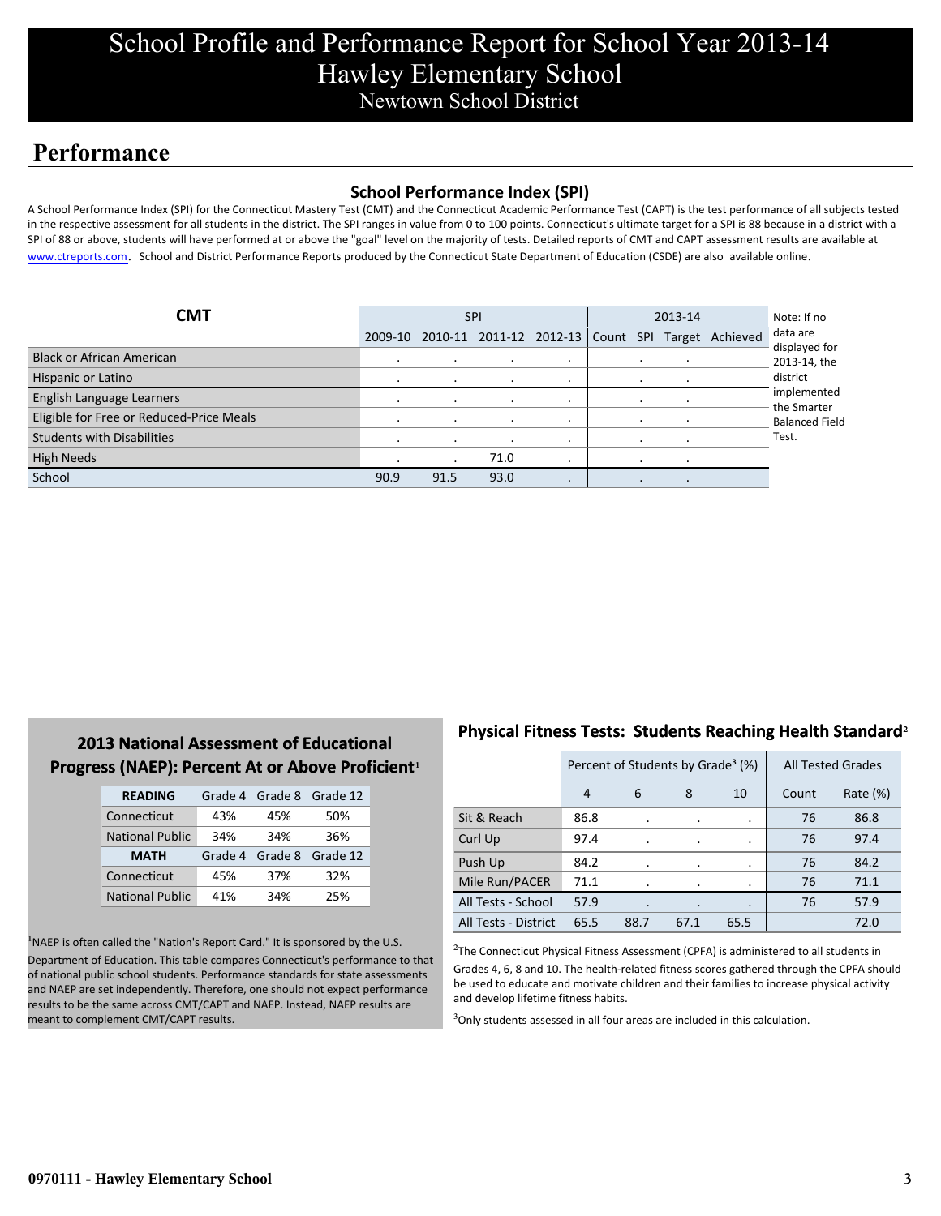# School Profile and Performance Report for School Year 2013-14
# Hawley Elementary School
## Newtown School District

## Performance

### School Performance Index (SPI)

A School Performance Index (SPI) for the Connecticut Mastery Test (CMT) and the Connecticut Academic Performance Test (CAPT) is the test performance of all subjects tested in the respective assessment for all students in the district. The SPI ranges in value from 0 to 100 points. Connecticut's ultimate target for a SPI is 88 because in a district with a SPI of 88 or above, students will have performed at or above the "goal" level on the majority of tests. Detailed reports of CMT and CAPT assessment results are available at www.ctreports.com. School and District Performance Reports produced by the Connecticut State Department of Education (CSDE) are also available online.

| CMT | SPI | | | | 2013-14 | | | |
|---|---|---|---|---|---|---|---|---|
| | 2009-10 | 2010-11 | 2011-12 | 2012-13 | Count | SPI | Target | Achieved |
| Black or African American | . | . | . | . | . | . | | |
| Hispanic or Latino | . | . | . | . | . | . | | |
| English Language Learners | . | . | . | . | . | . | | |
| Eligible for Free or Reduced-Price Meals | . | . | . | . | . | . | | |
| Students with Disabilities | . | . | . | . | . | . | | |
| High Needs | . | . | 71.0 | . | . | . | | |
| School | 90.9 | 91.5 | 93.0 | . | . | . | | |

Note: If no data are displayed for 2013-14, the district implemented the Smarter Balanced Field Test.

### 2013 National Assessment of Educational Progress (NAEP): Percent At or Above Proficient[1]

| READING | Grade 4 | Grade 8 | Grade 12 |
|---|---|---|---|
| Connecticut | 43% | 45% | 50% |
| National Public | 34% | 34% | 36% |
| **MATH** | **Grade 4** | **Grade 8** | **Grade 12** |
| Connecticut | 45% | 37% | 32% |
| National Public | 41% | 34% | 25% |

[1]NAEP is often called the "Nation's Report Card." It is sponsored by the U.S. Department of Education. This table compares Connecticut's performance to that of national public school students. Performance standards for state assessments and NAEP are set independently. Therefore, one should not expect performance results to be the same across CMT/CAPT and NAEP. Instead, NAEP results are meant to complement CMT/CAPT results.

### Physical Fitness Tests: Students Reaching Health Standard[2]

| | Percent of Students by Grade[3] (%) | | | | All Tested Grades | |
|---|---|---|---|---|---|---|
| | 4 | 6 | 8 | 10 | Count | Rate (%) |
| Sit & Reach | 86.8 | . | . | . | 76 | 86.8 |
| Curl Up | 97.4 | . | . | . | 76 | 97.4 |
| Push Up | 84.2 | . | . | . | 76 | 84.2 |
| Mile Run/PACER | 71.1 | . | . | . | 76 | 71.1 |
| All Tests - School | 57.9 | . | . | . | 76 | 57.9 |
| All Tests - District | 65.5 | 88.7 | 67.1 | 65.5 | | 72.0 |

[2]The Connecticut Physical Fitness Assessment (CPFA) is administered to all students in Grades 4, 6, 8 and 10. The health-related fitness scores gathered through the CPFA should be used to educate and motivate children and their families to increase physical activity and develop lifetime fitness habits.

[3]Only students assessed in all four areas are included in this calculation.